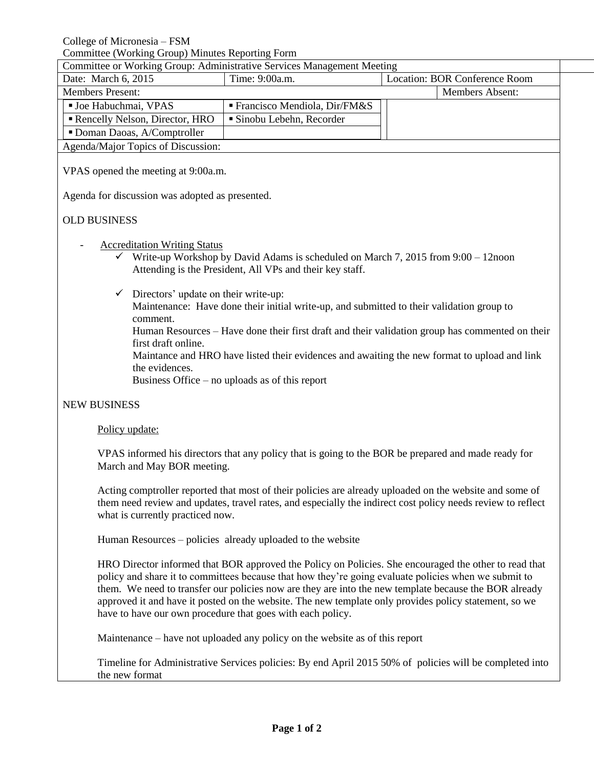College of Micronesia – FSM

Committee (Working Group) Minutes Reporting Form

| Committee or Working Group: Administrative Services Management Meeting | | |
|---|---|---|
| Date: March 6, 2015 | Time: 9:00a.m. | Location: BOR Conference Room |

| Members Present: | | Members Absent: |
|---|---|---|
| ▪ Joe Habuchmai, VPAS | ▪ Francisco Mendiola, Dir/FM&S | |
| ▪ Rencelly Nelson, Director, HRO | ▪ Sinobu Lebehn, Recorder | |
| ▪ Doman Daoas, A/Comptroller | | |

Agenda/Major Topics of Discussion:

VPAS opened the meeting at 9:00a.m.

Agenda for discussion was adopted as presented.

OLD BUSINESS

- Accreditation Writing Status
  - ✓ Write-up Workshop by David Adams is scheduled on March 7, 2015 from 9:00 – 12noon Attending is the President, All VPs and their key staff.
  - ✓ Directors' update on their write-up:
    Maintenance: Have done their initial write-up, and submitted to their validation group to comment.
    Human Resources – Have done their first draft and their validation group has commented on their first draft online.
    Maintance and HRO have listed their evidences and awaiting the new format to upload and link the evidences.
    Business Office – no uploads as of this report

NEW BUSINESS

Policy update:

VPAS informed his directors that any policy that is going to the BOR be prepared and made ready for March and May BOR meeting.

Acting comptroller reported that most of their policies are already uploaded on the website and some of them need review and updates, travel rates, and especially the indirect cost policy needs review to reflect what is currently practiced now.

Human Resources – policies already uploaded to the website

HRO Director informed that BOR approved the Policy on Policies. She encouraged the other to read that policy and share it to committees because that how they're going evaluate policies when we submit to them. We need to transfer our policies now are they are into the new template because the BOR already approved it and have it posted on the website. The new template only provides policy statement, so we have to have our own procedure that goes with each policy.

Maintenance – have not uploaded any policy on the website as of this report

Timeline for Administrative Services policies: By end April 2015 50% of policies will be completed into the new format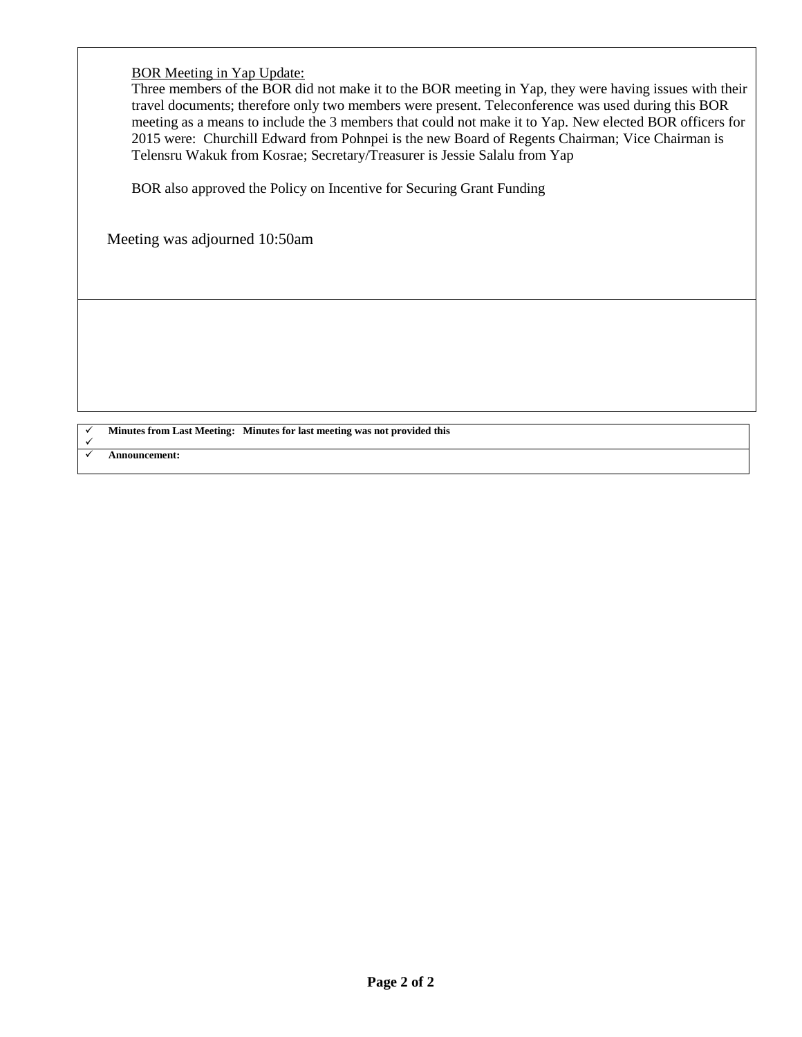BOR Meeting in Yap Update:

Three members of the BOR did not make it to the BOR meeting in Yap, they were having issues with their travel documents; therefore only two members were present. Teleconference was used during this BOR meeting as a means to include the 3 members that could not make it to Yap. New elected BOR officers for 2015 were: Churchill Edward from Pohnpei is the new Board of Regents Chairman; Vice Chairman is Telensru Wakuk from Kosrae; Secretary/Treasurer is Jessie Salalu from Yap

BOR also approved the Policy on Incentive for Securing Grant Funding

Meeting was adjourned 10:50am

- ✓ **Minutes from Last Meeting: Minutes for last meeting was not provided this**
- ✓
- ✓ **Announcement:**